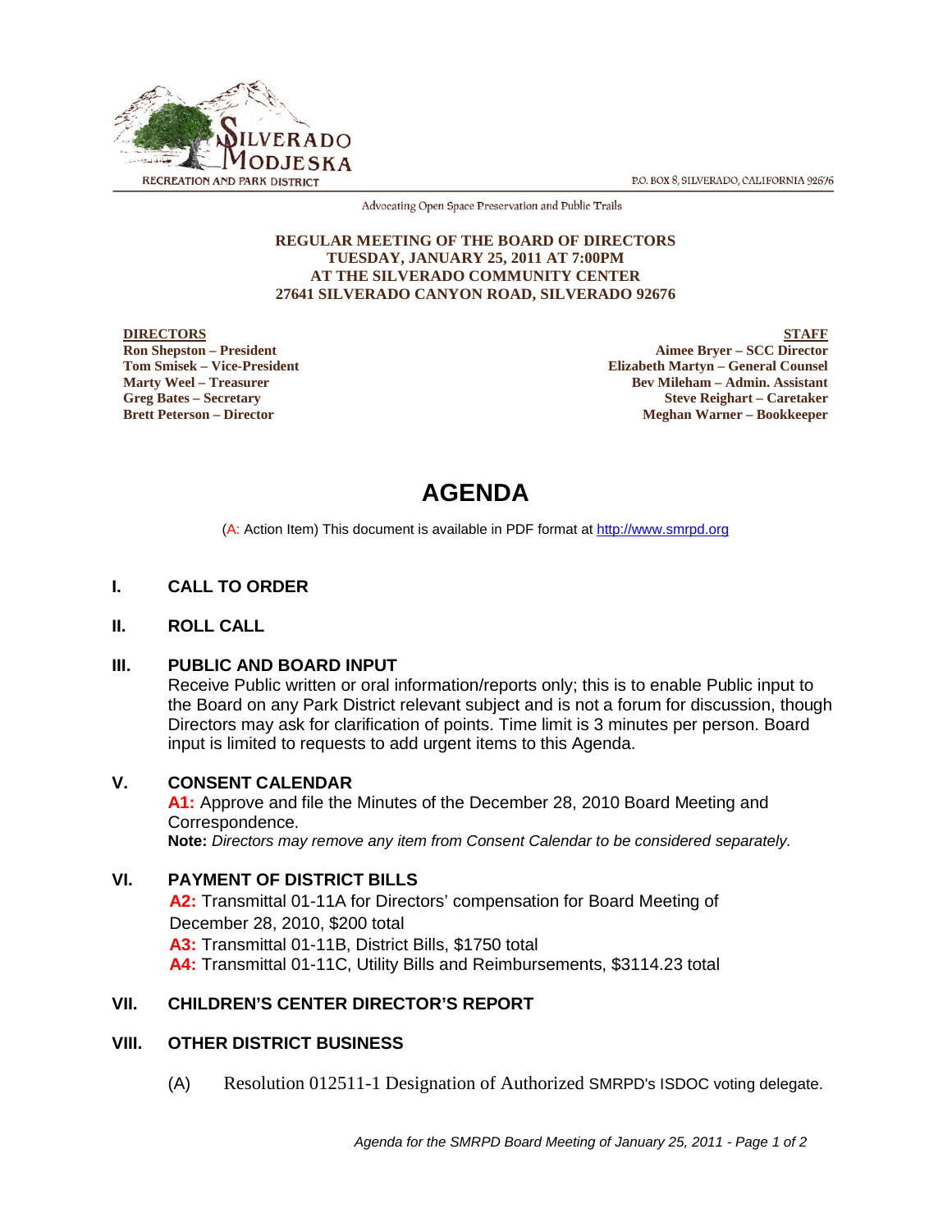SILVERADO MODJESKA RECREATION AND PARK DISTRICT

P.O. BOX 8, SILVERADO, CALIFORNIA 92676

Advocating Open Space Preservation and Public Trails

**REGULAR MEETING OF THE BOARD OF DIRECTORS**
**TUESDAY, JANUARY 25, 2011 AT 7:00PM**
**AT THE SILVERADO COMMUNITY CENTER**
**27641 SILVERADO CANYON ROAD, SILVERADO 92676**

| DIRECTORS | STAFF |
|---|---|
| Ron Shepston – President | Aimee Bryer – SCC Director |
| Tom Smisek – Vice-President | Elizabeth Martyn – General Counsel |
| Marty Weel – Treasurer | Bev Mileham – Admin. Assistant |
| Greg Bates – Secretary | Steve Reighart – Caretaker |
| Brett Peterson – Director | Meghan Warner – Bookkeeper |

# AGENDA

(A: Action Item) This document is available in PDF format at http://www.smrpd.org

## I. CALL TO ORDER

## II. ROLL CALL

## III. PUBLIC AND BOARD INPUT

Receive Public written or oral information/reports only; this is to enable Public input to the Board on any Park District relevant subject and is not a forum for discussion, though Directors may ask for clarification of points. Time limit is 3 minutes per person. Board input is limited to requests to add urgent items to this Agenda.

## V. CONSENT CALENDAR

**A1:** Approve and file the Minutes of the December 28, 2010 Board Meeting and Correspondence.
**Note:** *Directors may remove any item from Consent Calendar to be considered separately.*

## VI. PAYMENT OF DISTRICT BILLS

**A2:** Transmittal 01-11A for Directors' compensation for Board Meeting of December 28, 2010, $200 total
**A3:** Transmittal 01-11B, District Bills, $1750 total
**A4:** Transmittal 01-11C, Utility Bills and Reimbursements, $3114.23 total

## VII. CHILDREN'S CENTER DIRECTOR'S REPORT

## VIII. OTHER DISTRICT BUSINESS

(A) Resolution 012511-1 Designation of Authorized SMRPD's ISDOC voting delegate.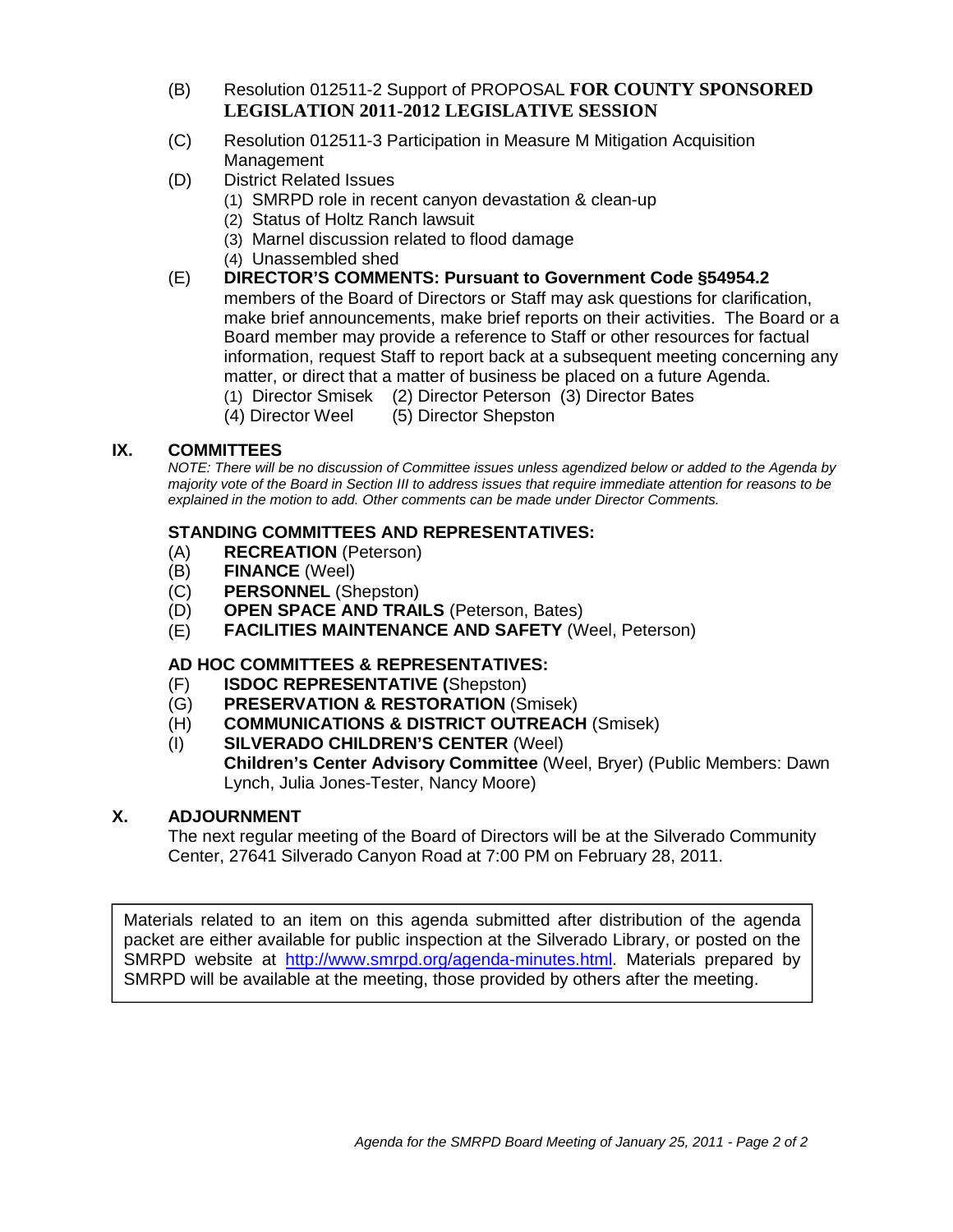(B) Resolution 012511-2 Support of PROPOSAL **FOR COUNTY SPONSORED LEGISLATION 2011-2012 LEGISLATIVE SESSION**

(C) Resolution 012511-3 Participation in Measure M Mitigation Acquisition Management

(D) District Related Issues
  (1) SMRPD role in recent canyon devastation & clean-up
  (2) Status of Holtz Ranch lawsuit
  (3) Marnel discussion related to flood damage
  (4) Unassembled shed

(E) **DIRECTOR'S COMMENTS: Pursuant to Government Code §54954.2** members of the Board of Directors or Staff may ask questions for clarification, make brief announcements, make brief reports on their activities. The Board or a Board member may provide a reference to Staff or other resources for factual information, request Staff to report back at a subsequent meeting concerning any matter, or direct that a matter of business be placed on a future Agenda.
  (1) Director Smisek (2) Director Peterson (3) Director Bates
  (4) Director Weel (5) Director Shepston

## IX. COMMITTEES

*NOTE: There will be no discussion of Committee issues unless agendized below or added to the Agenda by majority vote of the Board in Section III to address issues that require immediate attention for reasons to be explained in the motion to add. Other comments can be made under Director Comments.*

### STANDING COMMITTEES AND REPRESENTATIVES:

(A) **RECREATION** (Peterson)
(B) **FINANCE** (Weel)
(C) **PERSONNEL** (Shepston)
(D) **OPEN SPACE AND TRAILS** (Peterson, Bates)
(E) **FACILITIES MAINTENANCE AND SAFETY** (Weel, Peterson)

### AD HOC COMMITTEES & REPRESENTATIVES:

(F) **ISDOC REPRESENTATIVE (**Shepston)
(G) **PRESERVATION & RESTORATION** (Smisek)
(H) **COMMUNICATIONS & DISTRICT OUTREACH** (Smisek)
(I) **SILVERADO CHILDREN'S CENTER** (Weel)
**Children's Center Advisory Committee** (Weel, Bryer) (Public Members: Dawn Lynch, Julia Jones-Tester, Nancy Moore)

## X. ADJOURNMENT

The next regular meeting of the Board of Directors will be at the Silverado Community Center, 27641 Silverado Canyon Road at 7:00 PM on February 28, 2011.

Materials related to an item on this agenda submitted after distribution of the agenda packet are either available for public inspection at the Silverado Library, or posted on the SMRPD website at http://www.smrpd.org/agenda-minutes.html. Materials prepared by SMRPD will be available at the meeting, those provided by others after the meeting.